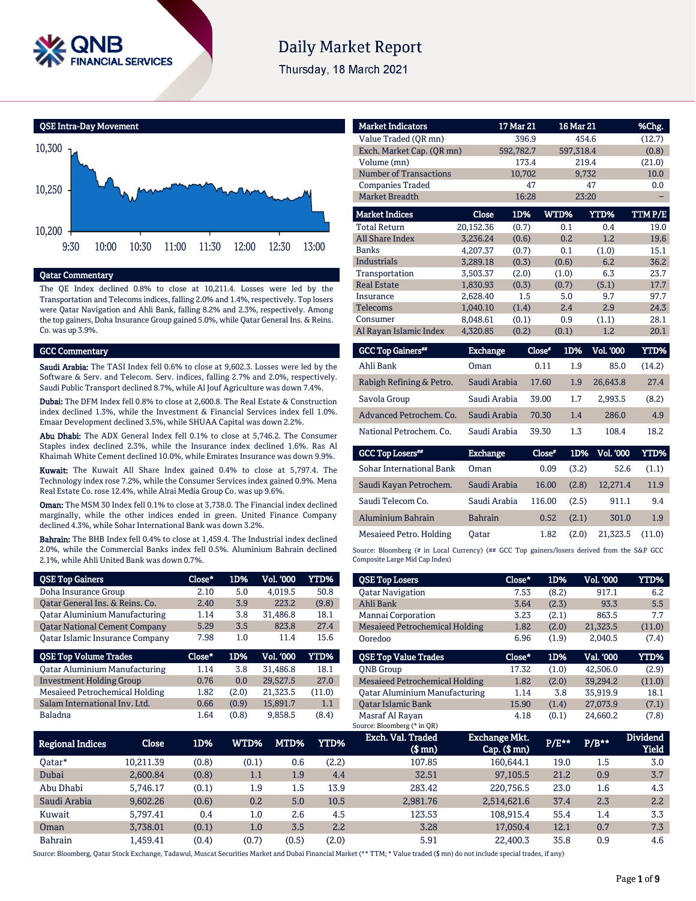# Daily Market Report

Thursday, 18 March 2021

## QSE Intra-Day Movement

## Qatar Commentary

The QE Index declined 0.8% to close at 10,211.4. Losses were led by the Transportation and Telecoms indices, falling 2.0% and 1.4%, respectively. Top losers were Qatar Navigation and Ahli Bank, falling 8.2% and 2.3%, respectively. Among the top gainers, Doha Insurance Group gained 5.0%, while Qatar General Ins. & Reins. Co. was up 3.9%.

## GCC Commentary

**Saudi Arabia:** The TASI Index fell 0.6% to close at 9,602.3. Losses were led by the Software & Serv. and Telecom. Serv. indices, falling 2.7% and 2.0%, respectively. Saudi Public Transport declined 8.7%, while Al Jouf Agriculture was down 7.4%.

**Dubai:** The DFM Index fell 0.8% to close at 2,600.8. The Real Estate & Construction index declined 1.3%, while the Investment & Financial Services index fell 1.0%. Emaar Development declined 3.5%, while SHUAA Capital was down 2.2%.

**Abu Dhabi:** The ADX General Index fell 0.1% to close at 5,746.2. The Consumer Staples index declined 2.3%, while the Insurance index declined 1.6%. Ras Al Khaimah White Cement declined 10.0%, while Emirates Insurance was down 9.9%.

**Kuwait:** The Kuwait All Share Index gained 0.4% to close at 5,797.4. The Technology index rose 7.2%, while the Consumer Services index gained 0.9%. Mena Real Estate Co. rose 12.4%, while Alrai Media Group Co. was up 9.6%.

**Oman:** The MSM 30 Index fell 0.1% to close at 3,738.0. The Financial index declined marginally, while the other indices ended in green. United Finance Company declined 4.3%, while Sohar International Bank was down 3.2%.

**Bahrain:** The BHB Index fell 0.4% to close at 1,459.4. The Industrial index declined 2.0%, while the Commercial Banks index fell 0.5%. Aluminium Bahrain declined 2.1%, while Ahli United Bank was down 0.7%.

| Market Indicators | 17 Mar 21 | 16 Mar 21 | %Chg. |
|---|---|---|---|
| Value Traded (QR mn) | 396.9 | 454.6 | (12.7) |
| Exch. Market Cap. (QR mn) | 592,782.7 | 597,318.4 | (0.8) |
| Volume (mn) | 173.4 | 219.4 | (21.0) |
| Number of Transactions | 10,702 | 9,732 | 10.0 |
| Companies Traded | 47 | 47 | 0.0 |
| Market Breadth | 16:28 | 23:20 | – |

| Market Indices | Close | 1D% | WTD% | YTD% | TTM P/E |
|---|---|---|---|---|---|
| Total Return | 20,152.36 | (0.7) | 0.1 | 0.4 | 19.0 |
| All Share Index | 3,236.24 | (0.6) | 0.2 | 1.2 | 19.6 |
| Banks | 4,207.37 | (0.7) | 0.1 | (1.0) | 15.1 |
| Industrials | 3,289.18 | (0.3) | (0.6) | 6.2 | 36.2 |
| Transportation | 3,503.37 | (2.0) | (1.0) | 6.3 | 23.7 |
| Real Estate | 1,830.93 | (0.3) | (0.7) | (5.1) | 17.7 |
| Insurance | 2,628.40 | 1.5 | 5.0 | 9.7 | 97.7 |
| Telecoms | 1,040.10 | (1.4) | 2.4 | 2.9 | 24.3 |
| Consumer | 8,048.61 | (0.1) | 0.9 | (1.1) | 28.1 |
| Al Rayan Islamic Index | 4,320.85 | (0.2) | (0.1) | 1.2 | 20.1 |

| GCC Top Gainers## | Exchange | Close# | 1D% | Vol. '000 | YTD% |
|---|---|---|---|---|---|
| Ahli Bank | Oman | 0.11 | 1.9 | 85.0 | (14.2) |
| Rabigh Refining & Petro. | Saudi Arabia | 17.60 | 1.9 | 26,643.8 | 27.4 |
| Savola Group | Saudi Arabia | 39.00 | 1.7 | 2,993.5 | (8.2) |
| Advanced Petrochem. Co. | Saudi Arabia | 70.30 | 1.4 | 286.0 | 4.9 |
| National Petrochem. Co. | Saudi Arabia | 39.30 | 1.3 | 108.4 | 18.2 |

| GCC Top Losers## | Exchange | Close# | 1D% | Vol. '000 | YTD% |
|---|---|---|---|---|---|
| Sohar International Bank | Oman | 0.09 | (3.2) | 52.6 | (1.1) |
| Saudi Kayan Petrochem. | Saudi Arabia | 16.00 | (2.8) | 12,271.4 | 11.9 |
| Saudi Telecom Co. | Saudi Arabia | 116.00 | (2.5) | 911.1 | 9.4 |
| Aluminium Bahrain | Bahrain | 0.52 | (2.1) | 301.0 | 1.9 |
| Mesaieed Petro. Holding | Qatar | 1.82 | (2.0) | 21,323.5 | (11.0) |

Source: Bloomberg (# in Local Currency) (## GCC Top gainers/losers derived from the S&P GCC Composite Large Mid Cap Index)

| QSE Top Gainers | Close* | 1D% | Vol. '000 | YTD% |
|---|---|---|---|---|
| Doha Insurance Group | 2.10 | 5.0 | 4,019.5 | 50.8 |
| Qatar General Ins. & Reins. Co. | 2.40 | 3.9 | 223.2 | (9.8) |
| Qatar Aluminium Manufacturing | 1.14 | 3.8 | 31,486.8 | 18.1 |
| Qatar National Cement Company | 5.29 | 3.5 | 823.8 | 27.4 |
| Qatar Islamic Insurance Company | 7.98 | 1.0 | 11.4 | 15.6 |

| QSE Top Volume Trades | Close* | 1D% | Vol. '000 | YTD% |
|---|---|---|---|---|
| Qatar Aluminium Manufacturing | 1.14 | 3.8 | 31,486.8 | 18.1 |
| Investment Holding Group | 0.76 | 0.0 | 29,527.5 | 27.0 |
| Mesaieed Petrochemical Holding | 1.82 | (2.0) | 21,323.5 | (11.0) |
| Salam International Inv. Ltd. | 0.66 | (0.9) | 15,891.7 | 1.1 |
| Baladna | 1.64 | (0.8) | 9,858.5 | (8.4) |

| QSE Top Losers | Close* | 1D% | Vol. '000 | YTD% |
|---|---|---|---|---|
| Qatar Navigation | 7.53 | (8.2) | 917.1 | 6.2 |
| Ahli Bank | 3.64 | (2.3) | 93.3 | 5.5 |
| Mannai Corporation | 3.23 | (2.1) | 863.5 | 7.7 |
| Mesaieed Petrochemical Holding | 1.82 | (2.0) | 21,323.5 | (11.0) |
| Ooredoo | 6.96 | (1.9) | 2,040.5 | (7.4) |

| QSE Top Value Trades | Close* | 1D% | Val. '000 | YTD% |
|---|---|---|---|---|
| QNB Group | 17.32 | (1.0) | 42,506.0 | (2.9) |
| Mesaieed Petrochemical Holding | 1.82 | (2.0) | 39,294.2 | (11.0) |
| Qatar Aluminium Manufacturing | 1.14 | 3.8 | 35,919.9 | 18.1 |
| Qatar Islamic Bank | 15.90 | (1.4) | 27,073.9 | (7.1) |
| Masraf Al Rayan | 4.18 | (0.1) | 24,660.2 | (7.8) |

Source: Bloomberg (* in QR)

| Regional Indices | Close | 1D% | WTD% | MTD% | YTD% | Exch. Val. Traded ($ mn) | Exchange Mkt. Cap. ($ mn) | P/E** | P/B** | Dividend Yield |
|---|---|---|---|---|---|---|---|---|---|---|
| Qatar* | 10,211.39 | (0.8) | (0.1) | 0.6 | (2.2) | 107.85 | 160,644.1 | 19.0 | 1.5 | 3.0 |
| Dubai | 2,600.84 | (0.8) | 1.1 | 1.9 | 4.4 | 32.51 | 97,105.5 | 21.2 | 0.9 | 3.7 |
| Abu Dhabi | 5,746.17 | (0.1) | 1.9 | 1.5 | 13.9 | 283.42 | 220,756.5 | 23.0 | 1.6 | 4.3 |
| Saudi Arabia | 9,602.26 | (0.6) | 0.2 | 5.0 | 10.5 | 2,981.76 | 2,514,621.6 | 37.4 | 2.3 | 2.2 |
| Kuwait | 5,797.41 | 0.4 | 1.0 | 2.6 | 4.5 | 123.53 | 108,915.4 | 55.4 | 1.4 | 3.3 |
| Oman | 3,738.01 | (0.1) | 1.0 | 3.5 | 2.2 | 3.28 | 17,050.4 | 12.1 | 0.7 | 7.3 |
| Bahrain | 1,459.41 | (0.4) | (0.7) | (0.5) | (2.0) | 5.91 | 22,400.3 | 35.8 | 0.9 | 4.6 |

Source: Bloomberg, Qatar Stock Exchange, Tadawul, Muscat Securities Market and Dubai Financial Market (** TTM; * Value traded ($ mn) do not include special trades, if any)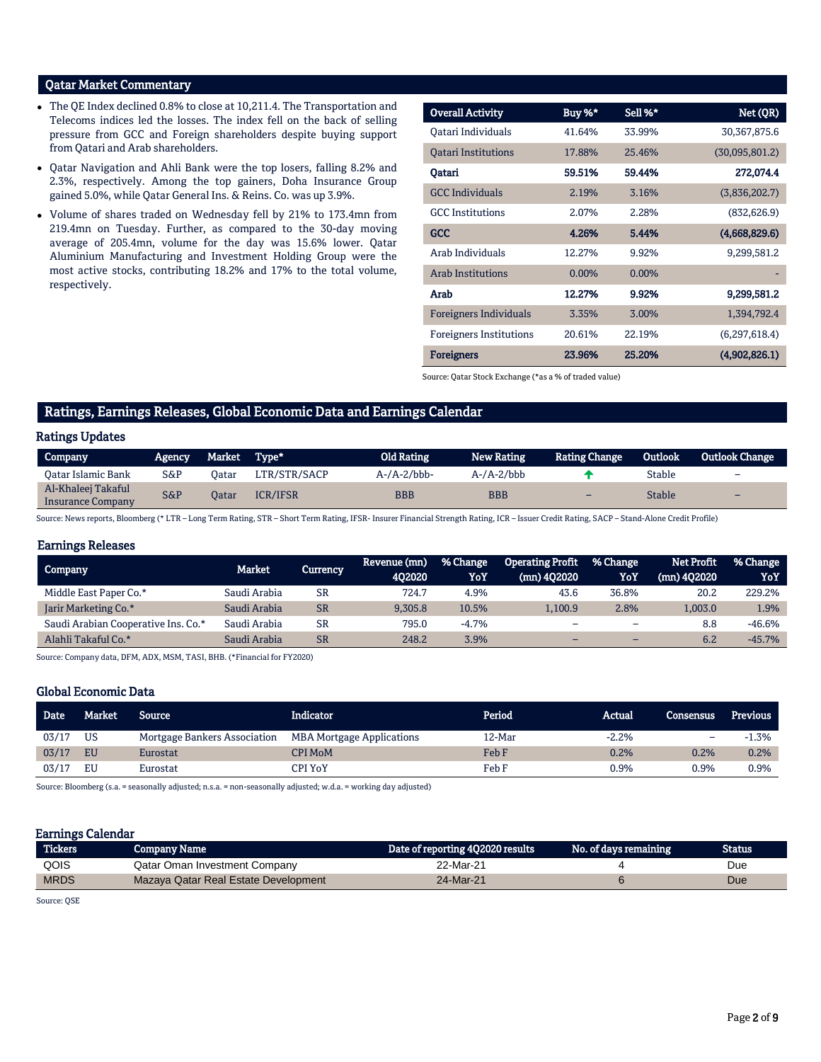## Qatar Market Commentary

- The QE Index declined 0.8% to close at 10,211.4. The Transportation and Telecoms indices led the losses. The index fell on the back of selling pressure from GCC and Foreign shareholders despite buying support from Qatari and Arab shareholders.
- Qatar Navigation and Ahli Bank were the top losers, falling 8.2% and 2.3%, respectively. Among the top gainers, Doha Insurance Group gained 5.0%, while Qatar General Ins. & Reins. Co. was up 3.9%.
- Volume of shares traded on Wednesday fell by 21% to 173.4mn from 219.4mn on Tuesday. Further, as compared to the 30-day moving average of 205.4mn, volume for the day was 15.6% lower. Qatar Aluminium Manufacturing and Investment Holding Group were the most active stocks, contributing 18.2% and 17% to the total volume, respectively.

| Overall Activity | Buy %* | Sell %* | Net (QR) |
|---|---|---|---|
| Qatari Individuals | 41.64% | 33.99% | 30,367,875.6 |
| Qatari Institutions | 17.88% | 25.46% | (30,095,801.2) |
| **Qatari** | **59.51%** | **59.44%** | **272,074.4** |
| GCC Individuals | 2.19% | 3.16% | (3,836,202.7) |
| GCC Institutions | 2.07% | 2.28% | (832,626.9) |
| **GCC** | **4.26%** | **5.44%** | **(4,668,829.6)** |
| Arab Individuals | 12.27% | 9.92% | 9,299,581.2 |
| Arab Institutions | 0.00% | 0.00% | - |
| **Arab** | **12.27%** | **9.92%** | **9,299,581.2** |
| Foreigners Individuals | 3.35% | 3.00% | 1,394,792.4 |
| Foreigners Institutions | 20.61% | 22.19% | (6,297,618.4) |
| **Foreigners** | **23.96%** | **25.20%** | **(4,902,826.1)** |

Source: Qatar Stock Exchange (*as a % of traded value)

## Ratings, Earnings Releases, Global Economic Data and Earnings Calendar

### Ratings Updates

| Company | Agency | Market | Type* | Old Rating | New Rating | Rating Change | Outlook | Outlook Change |
|---|---|---|---|---|---|---|---|---|
| Qatar Islamic Bank | S&P | Qatar | LTR/STR/SACP | A-/A-2/bbb- | A-/A-2/bbb | ↑ | Stable | – |
| Al-Khaleej Takaful Insurance Company | S&P | Qatar | ICR/IFSR | BBB | BBB | – | Stable | – |

Source: News reports, Bloomberg (* LTR – Long Term Rating, STR – Short Term Rating, IFSR- Insurer Financial Strength Rating, ICR – Issuer Credit Rating, SACP – Stand-Alone Credit Profile)

### Earnings Releases

| Company | Market | Currency | Revenue (mn) 4Q2020 | % Change YoY | Operating Profit (mn) 4Q2020 | % Change YoY | Net Profit (mn) 4Q2020 | % Change YoY |
|---|---|---|---|---|---|---|---|---|
| Middle East Paper Co.* | Saudi Arabia | SR | 724.7 | 4.9% | 43.6 | 36.8% | 20.2 | 229.2% |
| Jarir Marketing Co.* | Saudi Arabia | SR | 9,305.8 | 10.5% | 1,100.9 | 2.8% | 1,003.0 | 1.9% |
| Saudi Arabian Cooperative Ins. Co.* | Saudi Arabia | SR | 795.0 | -4.7% | – | – | 8.8 | -46.6% |
| Alahli Takaful Co.* | Saudi Arabia | SR | 248.2 | 3.9% | – | – | 6.2 | -45.7% |

Source: Company data, DFM, ADX, MSM, TASI, BHB. (*Financial for FY2020)

### Global Economic Data

| Date | Market | Source | Indicator | Period | Actual | Consensus | Previous |
|---|---|---|---|---|---|---|---|
| 03/17 | US | Mortgage Bankers Association | MBA Mortgage Applications | 12-Mar | -2.2% | – | -1.3% |
| 03/17 | EU | Eurostat | CPI MoM | Feb F | 0.2% | 0.2% | 0.2% |
| 03/17 | EU | Eurostat | CPI YoY | Feb F | 0.9% | 0.9% | 0.9% |

Source: Bloomberg (s.a. = seasonally adjusted; n.s.a. = non-seasonally adjusted; w.d.a. = working day adjusted)

### Earnings Calendar

| Tickers | Company Name | Date of reporting 4Q2020 results | No. of days remaining | Status |
|---|---|---|---|---|
| QOIS | Qatar Oman Investment Company | 22-Mar-21 | 4 | Due |
| MRDS | Mazaya Qatar Real Estate Development | 24-Mar-21 | 6 | Due |

Source: QSE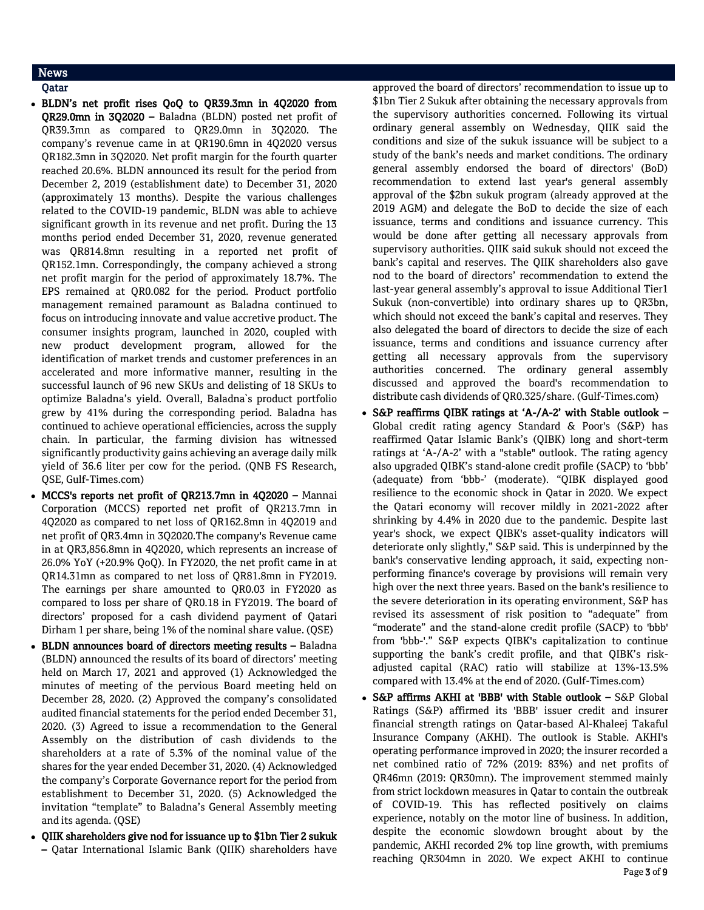## News

### Qatar

- **BLDN's net profit rises QoQ to QR39.3mn in 4Q2020 from QR29.0mn in 3Q2020 –** Baladna (BLDN) posted net profit of QR39.3mn as compared to QR29.0mn in 3Q2020. The company's revenue came in at QR190.6mn in 4Q2020 versus QR182.3mn in 3Q2020. Net profit margin for the fourth quarter reached 20.6%. BLDN announced its result for the period from December 2, 2019 (establishment date) to December 31, 2020 (approximately 13 months). Despite the various challenges related to the COVID-19 pandemic, BLDN was able to achieve significant growth in its revenue and net profit. During the 13 months period ended December 31, 2020, revenue generated was QR814.8mn resulting in a reported net profit of QR152.1mn. Correspondingly, the company achieved a strong net profit margin for the period of approximately 18.7%. The EPS remained at QR0.082 for the period. Product portfolio management remained paramount as Baladna continued to focus on introducing innovate and value accretive product. The consumer insights program, launched in 2020, coupled with new product development program, allowed for the identification of market trends and customer preferences in an accelerated and more informative manner, resulting in the successful launch of 96 new SKUs and delisting of 18 SKUs to optimize Baladna's yield. Overall, Baladna`s product portfolio grew by 41% during the corresponding period. Baladna has continued to achieve operational efficiencies, across the supply chain. In particular, the farming division has witnessed significantly productivity gains achieving an average daily milk yield of 36.6 liter per cow for the period. (QNB FS Research, QSE, Gulf-Times.com)
- **MCCS's reports net profit of QR213.7mn in 4Q2020 –** Mannai Corporation (MCCS) reported net profit of QR213.7mn in 4Q2020 as compared to net loss of QR162.8mn in 4Q2019 and net profit of QR3.4mn in 3Q2020.The company's Revenue came in at QR3,856.8mn in 4Q2020, which represents an increase of 26.0% YoY (+20.9% QoQ). In FY2020, the net profit came in at QR14.31mn as compared to net loss of QR81.8mn in FY2019. The earnings per share amounted to QR0.03 in FY2020 as compared to loss per share of QR0.18 in FY2019. The board of directors' proposed for a cash dividend payment of Qatari Dirham 1 per share, being 1% of the nominal share value. (QSE)
- **BLDN announces board of directors meeting results –** Baladna (BLDN) announced the results of its board of directors' meeting held on March 17, 2021 and approved (1) Acknowledged the minutes of meeting of the pervious Board meeting held on December 28, 2020. (2) Approved the company's consolidated audited financial statements for the period ended December 31, 2020. (3) Agreed to issue a recommendation to the General Assembly on the distribution of cash dividends to the shareholders at a rate of 5.3% of the nominal value of the shares for the year ended December 31, 2020. (4) Acknowledged the company's Corporate Governance report for the period from establishment to December 31, 2020. (5) Acknowledged the invitation "template" to Baladna's General Assembly meeting and its agenda. (QSE)
- **QIIK shareholders give nod for issuance up to $1bn Tier 2 sukuk –** Qatar International Islamic Bank (QIIK) shareholders have approved the board of directors' recommendation to issue up to $1bn Tier 2 Sukuk after obtaining the necessary approvals from the supervisory authorities concerned. Following its virtual ordinary general assembly on Wednesday, QIIK said the conditions and size of the sukuk issuance will be subject to a study of the bank's needs and market conditions. The ordinary general assembly endorsed the board of directors' (BoD) recommendation to extend last year's general assembly approval of the $2bn sukuk program (already approved at the 2019 AGM) and delegate the BoD to decide the size of each issuance, terms and conditions and issuance currency. This would be done after getting all necessary approvals from supervisory authorities. QIIK said sukuk should not exceed the bank's capital and reserves. The QIIK shareholders also gave nod to the board of directors' recommendation to extend the last-year general assembly's approval to issue Additional Tier1 Sukuk (non-convertible) into ordinary shares up to QR3bn, which should not exceed the bank's capital and reserves. They also delegated the board of directors to decide the size of each issuance, terms and conditions and issuance currency after getting all necessary approvals from the supervisory authorities concerned. The ordinary general assembly discussed and approved the board's recommendation to distribute cash dividends of QR0.325/share. (Gulf-Times.com)
- **S&P reaffirms QIBK ratings at 'A-/A-2' with Stable outlook –** Global credit rating agency Standard & Poor's (S&P) has reaffirmed Qatar Islamic Bank's (QIBK) long and short-term ratings at 'A-/A-2' with a "stable" outlook. The rating agency also upgraded QIBK's stand-alone credit profile (SACP) to 'bbb' (adequate) from 'bbb-' (moderate). "QIBK displayed good resilience to the economic shock in Qatar in 2020. We expect the Qatari economy will recover mildly in 2021-2022 after shrinking by 4.4% in 2020 due to the pandemic. Despite last year's shock, we expect QIBK's asset-quality indicators will deteriorate only slightly," S&P said. This is underpinned by the bank's conservative lending approach, it said, expecting non-performing finance's coverage by provisions will remain very high over the next three years. Based on the bank's resilience to the severe deterioration in its operating environment, S&P has revised its assessment of risk position to "adequate" from "moderate" and the stand-alone credit profile (SACP) to 'bbb' from 'bbb-'." S&P expects QIBK's capitalization to continue supporting the bank's credit profile, and that QIBK's risk-adjusted capital (RAC) ratio will stabilize at 13%-13.5% compared with 13.4% at the end of 2020. (Gulf-Times.com)
- **S&P affirms AKHI at 'BBB' with Stable outlook –** S&P Global Ratings (S&P) affirmed its 'BBB' issuer credit and insurer financial strength ratings on Qatar-based Al-Khaleej Takaful Insurance Company (AKHI). The outlook is Stable. AKHI's operating performance improved in 2020; the insurer recorded a net combined ratio of 72% (2019: 83%) and net profits of QR46mn (2019: QR30mn). The improvement stemmed mainly from strict lockdown measures in Qatar to contain the outbreak of COVID-19. This has reflected positively on claims experience, notably on the motor line of business. In addition, despite the economic slowdown brought about by the pandemic, AKHI recorded 2% top line growth, with premiums reaching QR304mn in 2020. We expect AKHI to continue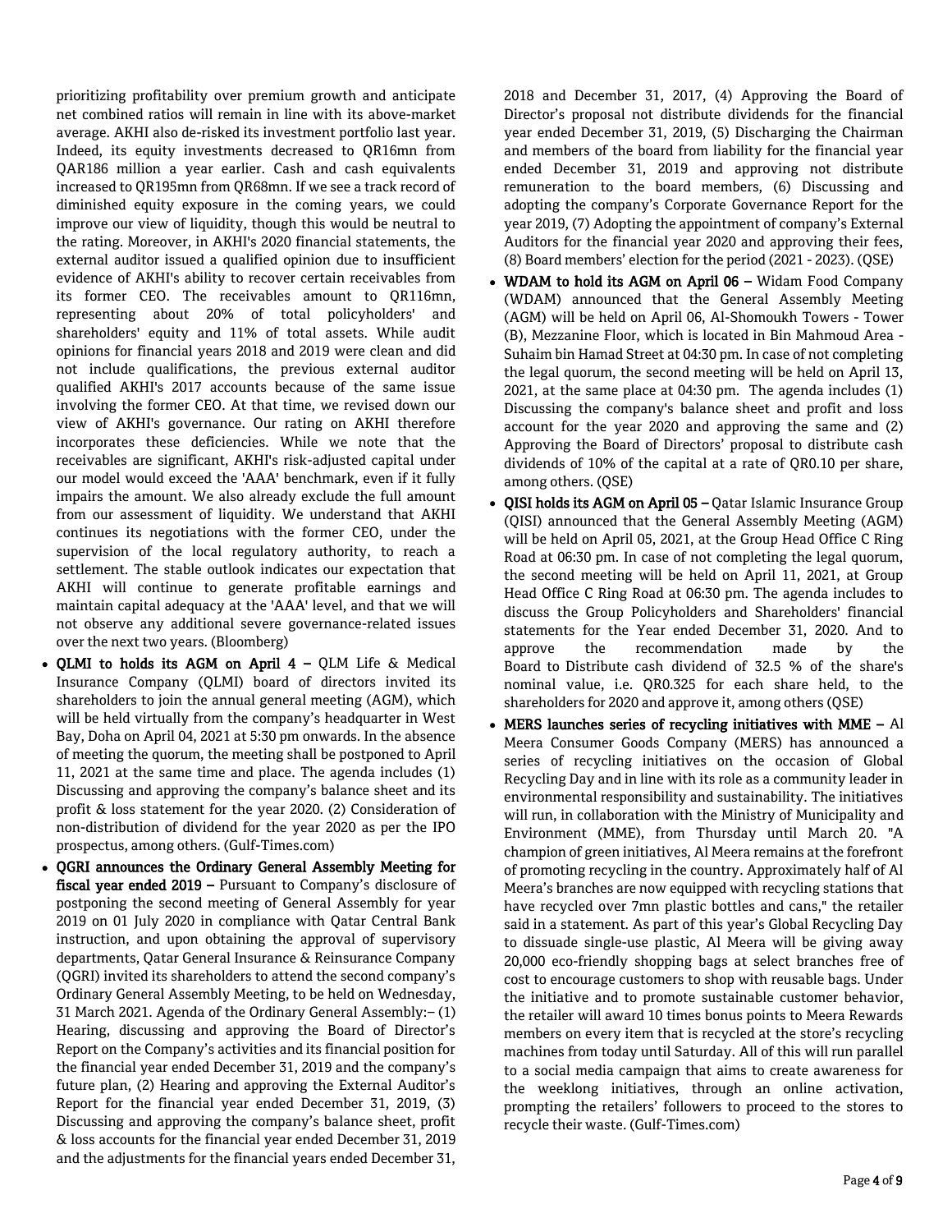prioritizing profitability over premium growth and anticipate net combined ratios will remain in line with its above-market average. AKHI also de-risked its investment portfolio last year. Indeed, its equity investments decreased to QR16mn from QAR186 million a year earlier. Cash and cash equivalents increased to QR195mn from QR68mn. If we see a track record of diminished equity exposure in the coming years, we could improve our view of liquidity, though this would be neutral to the rating. Moreover, in AKHI's 2020 financial statements, the external auditor issued a qualified opinion due to insufficient evidence of AKHI's ability to recover certain receivables from its former CEO. The receivables amount to QR116mn, representing about 20% of total policyholders' and shareholders' equity and 11% of total assets. While audit opinions for financial years 2018 and 2019 were clean and did not include qualifications, the previous external auditor qualified AKHI's 2017 accounts because of the same issue involving the former CEO. At that time, we revised down our view of AKHI's governance. Our rating on AKHI therefore incorporates these deficiencies. While we note that the receivables are significant, AKHI's risk-adjusted capital under our model would exceed the 'AAA' benchmark, even if it fully impairs the amount. We also already exclude the full amount from our assessment of liquidity. We understand that AKHI continues its negotiations with the former CEO, under the supervision of the local regulatory authority, to reach a settlement. The stable outlook indicates our expectation that AKHI will continue to generate profitable earnings and maintain capital adequacy at the 'AAA' level, and that we will not observe any additional severe governance-related issues over the next two years. (Bloomberg)

- **QLMI to holds its AGM on April 4 –** QLM Life & Medical Insurance Company (QLMI) board of directors invited its shareholders to join the annual general meeting (AGM), which will be held virtually from the company's headquarter in West Bay, Doha on April 04, 2021 at 5:30 pm onwards. In the absence of meeting the quorum, the meeting shall be postponed to April 11, 2021 at the same time and place. The agenda includes (1) Discussing and approving the company's balance sheet and its profit & loss statement for the year 2020. (2) Consideration of non-distribution of dividend for the year 2020 as per the IPO prospectus, among others. (Gulf-Times.com)
- **QGRI announces the Ordinary General Assembly Meeting for fiscal year ended 2019 –** Pursuant to Company's disclosure of postponing the second meeting of General Assembly for year 2019 on 01 July 2020 in compliance with Qatar Central Bank instruction, and upon obtaining the approval of supervisory departments, Qatar General Insurance & Reinsurance Company (QGRI) invited its shareholders to attend the second company's Ordinary General Assembly Meeting, to be held on Wednesday, 31 March 2021. Agenda of the Ordinary General Assembly:– (1) Hearing, discussing and approving the Board of Director's Report on the Company's activities and its financial position for the financial year ended December 31, 2019 and the company's future plan, (2) Hearing and approving the External Auditor's Report for the financial year ended December 31, 2019, (3) Discussing and approving the company's balance sheet, profit & loss accounts for the financial year ended December 31, 2019 and the adjustments for the financial years ended December 31, 2018 and December 31, 2017, (4) Approving the Board of Director's proposal not distribute dividends for the financial year ended December 31, 2019, (5) Discharging the Chairman and members of the board from liability for the financial year ended December 31, 2019 and approving not distribute remuneration to the board members, (6) Discussing and adopting the company's Corporate Governance Report for the year 2019, (7) Adopting the appointment of company's External Auditors for the financial year 2020 and approving their fees, (8) Board members' election for the period (2021 - 2023). (QSE)
- **WDAM to hold its AGM on April 06 –** Widam Food Company (WDAM) announced that the General Assembly Meeting (AGM) will be held on April 06, Al-Shomoukh Towers - Tower (B), Mezzanine Floor, which is located in Bin Mahmoud Area - Suhaim bin Hamad Street at 04:30 pm. In case of not completing the legal quorum, the second meeting will be held on April 13, 2021, at the same place at 04:30 pm. The agenda includes (1) Discussing the company's balance sheet and profit and loss account for the year 2020 and approving the same and (2) Approving the Board of Directors' proposal to distribute cash dividends of 10% of the capital at a rate of QR0.10 per share, among others. (QSE)
- **QISI holds its AGM on April 05 –** Qatar Islamic Insurance Group (QISI) announced that the General Assembly Meeting (AGM) will be held on April 05, 2021, at the Group Head Office C Ring Road at 06:30 pm. In case of not completing the legal quorum, the second meeting will be held on April 11, 2021, at Group Head Office C Ring Road at 06:30 pm. The agenda includes to discuss the Group Policyholders and Shareholders' financial statements for the Year ended December 31, 2020. And to approve the recommendation made by the Board to Distribute cash dividend of 32.5 % of the share's nominal value, i.e. QR0.325 for each share held, to the shareholders for 2020 and approve it, among others (QSE)
- **MERS launches series of recycling initiatives with MME –** Al Meera Consumer Goods Company (MERS) has announced a series of recycling initiatives on the occasion of Global Recycling Day and in line with its role as a community leader in environmental responsibility and sustainability. The initiatives will run, in collaboration with the Ministry of Municipality and Environment (MME), from Thursday until March 20. "A champion of green initiatives, Al Meera remains at the forefront of promoting recycling in the country. Approximately half of Al Meera's branches are now equipped with recycling stations that have recycled over 7mn plastic bottles and cans," the retailer said in a statement. As part of this year's Global Recycling Day to dissuade single-use plastic, Al Meera will be giving away 20,000 eco-friendly shopping bags at select branches free of cost to encourage customers to shop with reusable bags. Under the initiative and to promote sustainable customer behavior, the retailer will award 10 times bonus points to Meera Rewards members on every item that is recycled at the store's recycling machines from today until Saturday. All of this will run parallel to a social media campaign that aims to create awareness for the weeklong initiatives, through an online activation, prompting the retailers' followers to proceed to the stores to recycle their waste. (Gulf-Times.com)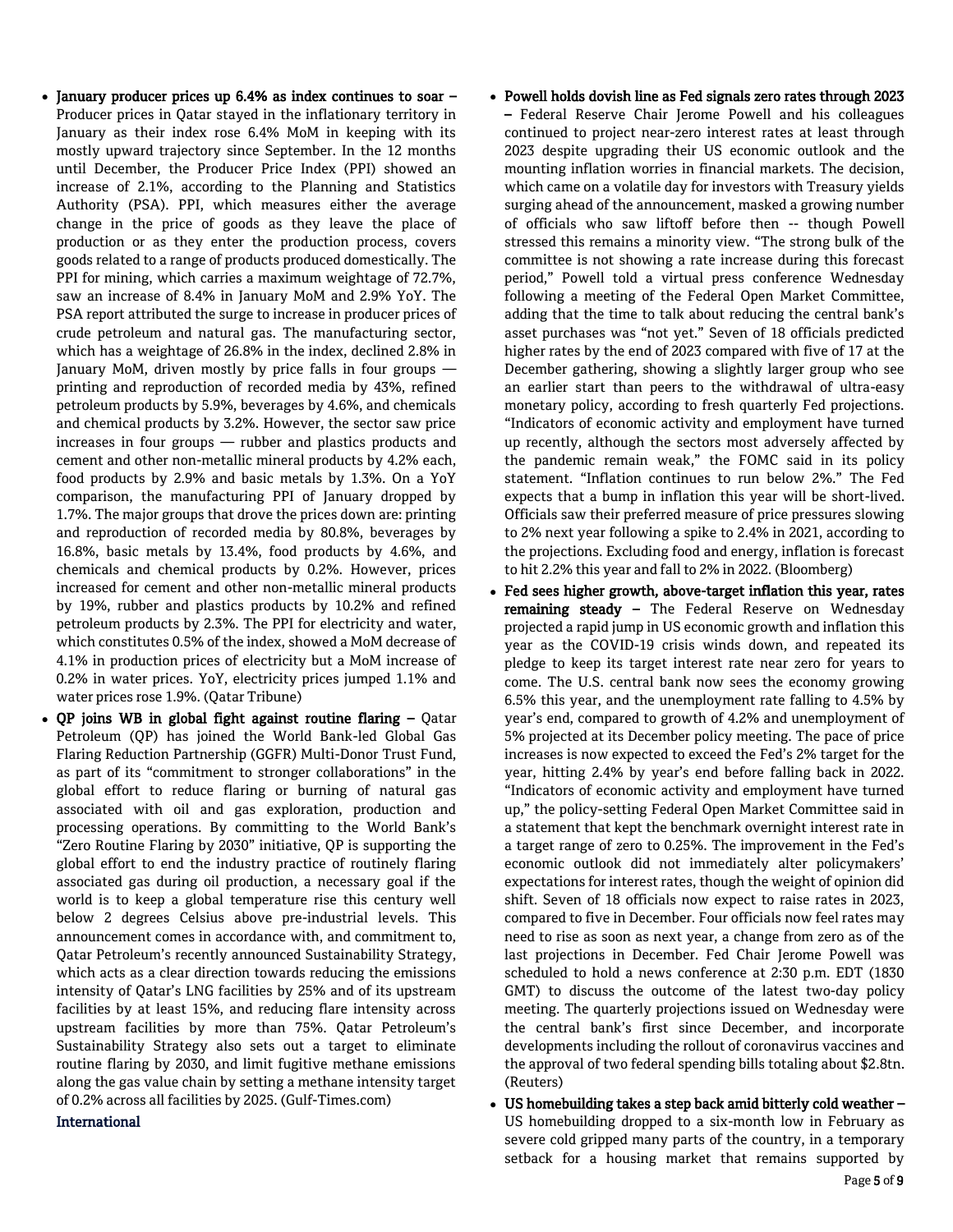- **January producer prices up 6.4% as index continues to soar –** Producer prices in Qatar stayed in the inflationary territory in January as their index rose 6.4% MoM in keeping with its mostly upward trajectory since September. In the 12 months until December, the Producer Price Index (PPI) showed an increase of 2.1%, according to the Planning and Statistics Authority (PSA). PPI, which measures either the average change in the price of goods as they leave the place of production or as they enter the production process, covers goods related to a range of products produced domestically. The PPI for mining, which carries a maximum weightage of 72.7%, saw an increase of 8.4% in January MoM and 2.9% YoY. The PSA report attributed the surge to increase in producer prices of crude petroleum and natural gas. The manufacturing sector, which has a weightage of 26.8% in the index, declined 2.8% in January MoM, driven mostly by price falls in four groups — printing and reproduction of recorded media by 43%, refined petroleum products by 5.9%, beverages by 4.6%, and chemicals and chemical products by 3.2%. However, the sector saw price increases in four groups — rubber and plastics products and cement and other non-metallic mineral products by 4.2% each, food products by 2.9% and basic metals by 1.3%. On a YoY comparison, the manufacturing PPI of January dropped by 1.7%. The major groups that drove the prices down are: printing and reproduction of recorded media by 80.8%, beverages by 16.8%, basic metals by 13.4%, food products by 4.6%, and chemicals and chemical products by 0.2%. However, prices increased for cement and other non-metallic mineral products by 19%, rubber and plastics products by 10.2% and refined petroleum products by 2.3%. The PPI for electricity and water, which constitutes 0.5% of the index, showed a MoM decrease of 4.1% in production prices of electricity but a MoM increase of 0.2% in water prices. YoY, electricity prices jumped 1.1% and water prices rose 1.9%. (Qatar Tribune)
- **QP joins WB in global fight against routine flaring –** Qatar Petroleum (QP) has joined the World Bank-led Global Gas Flaring Reduction Partnership (GGFR) Multi-Donor Trust Fund, as part of its "commitment to stronger collaborations" in the global effort to reduce flaring or burning of natural gas associated with oil and gas exploration, production and processing operations. By committing to the World Bank's "Zero Routine Flaring by 2030" initiative, QP is supporting the global effort to end the industry practice of routinely flaring associated gas during oil production, a necessary goal if the world is to keep a global temperature rise this century well below 2 degrees Celsius above pre-industrial levels. This announcement comes in accordance with, and commitment to, Qatar Petroleum's recently announced Sustainability Strategy, which acts as a clear direction towards reducing the emissions intensity of Qatar's LNG facilities by 25% and of its upstream facilities by at least 15%, and reducing flare intensity across upstream facilities by more than 75%. Qatar Petroleum's Sustainability Strategy also sets out a target to eliminate routine flaring by 2030, and limit fugitive methane emissions along the gas value chain by setting a methane intensity target of 0.2% across all facilities by 2025. (Gulf-Times.com)

## International

- **Powell holds dovish line as Fed signals zero rates through 2023 –** Federal Reserve Chair Jerome Powell and his colleagues continued to project near-zero interest rates at least through 2023 despite upgrading their US economic outlook and the mounting inflation worries in financial markets. The decision, which came on a volatile day for investors with Treasury yields surging ahead of the announcement, masked a growing number of officials who saw liftoff before then -- though Powell stressed this remains a minority view. "The strong bulk of the committee is not showing a rate increase during this forecast period," Powell told a virtual press conference Wednesday following a meeting of the Federal Open Market Committee, adding that the time to talk about reducing the central bank's asset purchases was "not yet." Seven of 18 officials predicted higher rates by the end of 2023 compared with five of 17 at the December gathering, showing a slightly larger group who see an earlier start than peers to the withdrawal of ultra-easy monetary policy, according to fresh quarterly Fed projections. "Indicators of economic activity and employment have turned up recently, although the sectors most adversely affected by the pandemic remain weak," the FOMC said in its policy statement. "Inflation continues to run below 2%." The Fed expects that a bump in inflation this year will be short-lived. Officials saw their preferred measure of price pressures slowing to 2% next year following a spike to 2.4% in 2021, according to the projections. Excluding food and energy, inflation is forecast to hit 2.2% this year and fall to 2% in 2022. (Bloomberg)
- **Fed sees higher growth, above-target inflation this year, rates remaining steady –** The Federal Reserve on Wednesday projected a rapid jump in US economic growth and inflation this year as the COVID-19 crisis winds down, and repeated its pledge to keep its target interest rate near zero for years to come. The U.S. central bank now sees the economy growing 6.5% this year, and the unemployment rate falling to 4.5% by year's end, compared to growth of 4.2% and unemployment of 5% projected at its December policy meeting. The pace of price increases is now expected to exceed the Fed's 2% target for the year, hitting 2.4% by year's end before falling back in 2022. "Indicators of economic activity and employment have turned up," the policy-setting Federal Open Market Committee said in a statement that kept the benchmark overnight interest rate in a target range of zero to 0.25%. The improvement in the Fed's economic outlook did not immediately alter policymakers' expectations for interest rates, though the weight of opinion did shift. Seven of 18 officials now expect to raise rates in 2023, compared to five in December. Four officials now feel rates may need to rise as soon as next year, a change from zero as of the last projections in December. Fed Chair Jerome Powell was scheduled to hold a news conference at 2:30 p.m. EDT (1830 GMT) to discuss the outcome of the latest two-day policy meeting. The quarterly projections issued on Wednesday were the central bank's first since December, and incorporate developments including the rollout of coronavirus vaccines and the approval of two federal spending bills totaling about $2.8tn. (Reuters)
- **US homebuilding takes a step back amid bitterly cold weather –** US homebuilding dropped to a six-month low in February as severe cold gripped many parts of the country, in a temporary setback for a housing market that remains supported by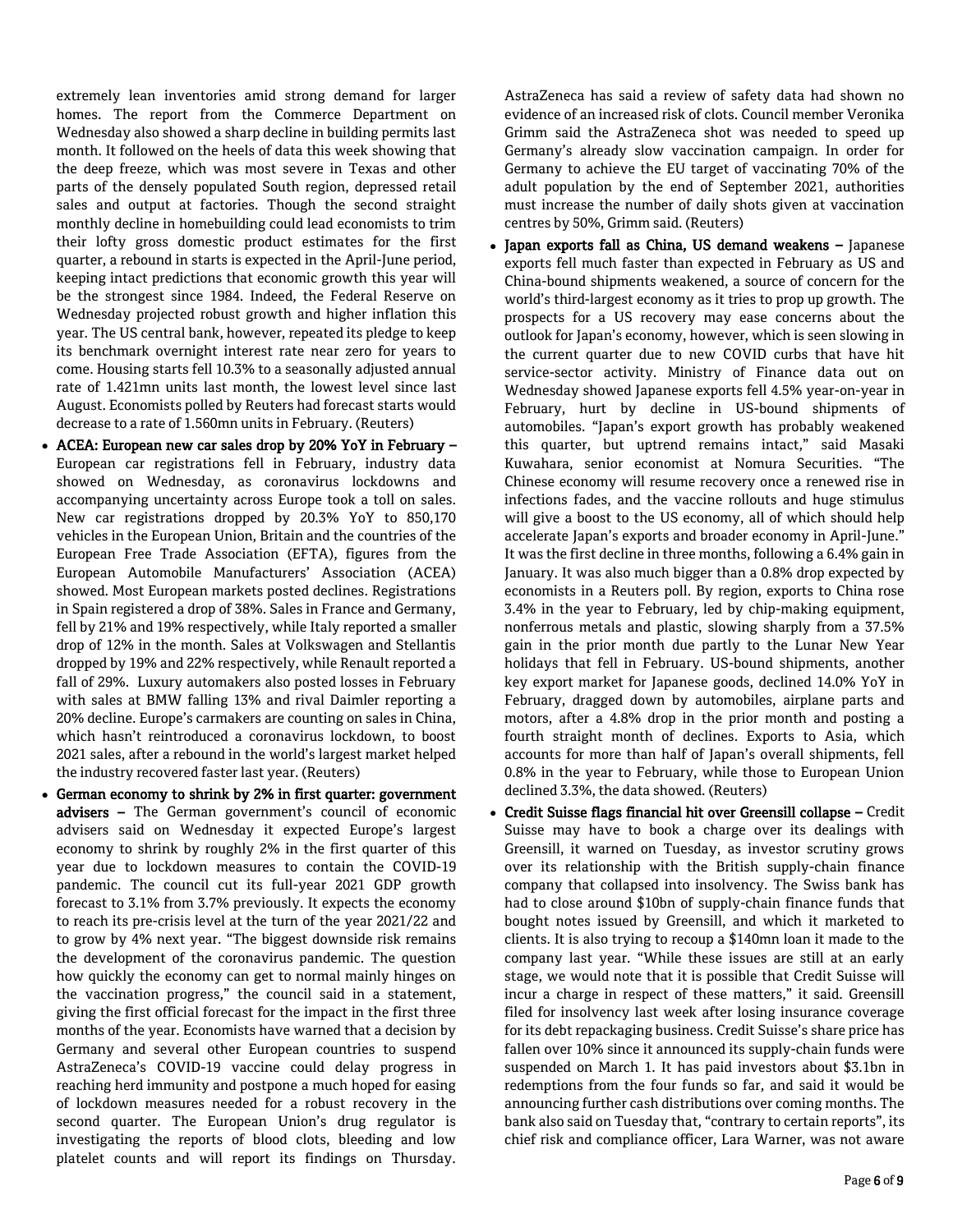extremely lean inventories amid strong demand for larger homes. The report from the Commerce Department on Wednesday also showed a sharp decline in building permits last month. It followed on the heels of data this week showing that the deep freeze, which was most severe in Texas and other parts of the densely populated South region, depressed retail sales and output at factories. Though the second straight monthly decline in homebuilding could lead economists to trim their lofty gross domestic product estimates for the first quarter, a rebound in starts is expected in the April-June period, keeping intact predictions that economic growth this year will be the strongest since 1984. Indeed, the Federal Reserve on Wednesday projected robust growth and higher inflation this year. The US central bank, however, repeated its pledge to keep its benchmark overnight interest rate near zero for years to come. Housing starts fell 10.3% to a seasonally adjusted annual rate of 1.421mn units last month, the lowest level since last August. Economists polled by Reuters had forecast starts would decrease to a rate of 1.560mn units in February. (Reuters)

- **ACEA: European new car sales drop by 20% YoY in February –** European car registrations fell in February, industry data showed on Wednesday, as coronavirus lockdowns and accompanying uncertainty across Europe took a toll on sales. New car registrations dropped by 20.3% YoY to 850,170 vehicles in the European Union, Britain and the countries of the European Free Trade Association (EFTA), figures from the European Automobile Manufacturers' Association (ACEA) showed. Most European markets posted declines. Registrations in Spain registered a drop of 38%. Sales in France and Germany, fell by 21% and 19% respectively, while Italy reported a smaller drop of 12% in the month. Sales at Volkswagen and Stellantis dropped by 19% and 22% respectively, while Renault reported a fall of 29%. Luxury automakers also posted losses in February with sales at BMW falling 13% and rival Daimler reporting a 20% decline. Europe's carmakers are counting on sales in China, which hasn't reintroduced a coronavirus lockdown, to boost 2021 sales, after a rebound in the world's largest market helped the industry recovered faster last year. (Reuters)
- **German economy to shrink by 2% in first quarter: government advisers –** The German government's council of economic advisers said on Wednesday it expected Europe's largest economy to shrink by roughly 2% in the first quarter of this year due to lockdown measures to contain the COVID-19 pandemic. The council cut its full-year 2021 GDP growth forecast to 3.1% from 3.7% previously. It expects the economy to reach its pre-crisis level at the turn of the year 2021/22 and to grow by 4% next year. "The biggest downside risk remains the development of the coronavirus pandemic. The question how quickly the economy can get to normal mainly hinges on the vaccination progress," the council said in a statement, giving the first official forecast for the impact in the first three months of the year. Economists have warned that a decision by Germany and several other European countries to suspend AstraZeneca's COVID-19 vaccine could delay progress in reaching herd immunity and postpone a much hoped for easing of lockdown measures needed for a robust recovery in the second quarter. The European Union's drug regulator is investigating the reports of blood clots, bleeding and low platelet counts and will report its findings on Thursday. AstraZeneca has said a review of safety data had shown no evidence of an increased risk of clots. Council member Veronika Grimm said the AstraZeneca shot was needed to speed up Germany's already slow vaccination campaign. In order for Germany to achieve the EU target of vaccinating 70% of the adult population by the end of September 2021, authorities must increase the number of daily shots given at vaccination centres by 50%, Grimm said. (Reuters)
- **Japan exports fall as China, US demand weakens –** Japanese exports fell much faster than expected in February as US and China-bound shipments weakened, a source of concern for the world's third-largest economy as it tries to prop up growth. The prospects for a US recovery may ease concerns about the outlook for Japan's economy, however, which is seen slowing in the current quarter due to new COVID curbs that have hit service-sector activity. Ministry of Finance data out on Wednesday showed Japanese exports fell 4.5% year-on-year in February, hurt by decline in US-bound shipments of automobiles. "Japan's export growth has probably weakened this quarter, but uptrend remains intact," said Masaki Kuwahara, senior economist at Nomura Securities. "The Chinese economy will resume recovery once a renewed rise in infections fades, and the vaccine rollouts and huge stimulus will give a boost to the US economy, all of which should help accelerate Japan's exports and broader economy in April-June." It was the first decline in three months, following a 6.4% gain in January. It was also much bigger than a 0.8% drop expected by economists in a Reuters poll. By region, exports to China rose 3.4% in the year to February, led by chip-making equipment, nonferrous metals and plastic, slowing sharply from a 37.5% gain in the prior month due partly to the Lunar New Year holidays that fell in February. US-bound shipments, another key export market for Japanese goods, declined 14.0% YoY in February, dragged down by automobiles, airplane parts and motors, after a 4.8% drop in the prior month and posting a fourth straight month of declines. Exports to Asia, which accounts for more than half of Japan's overall shipments, fell 0.8% in the year to February, while those to European Union declined 3.3%, the data showed. (Reuters)
- **Credit Suisse flags financial hit over Greensill collapse –** Credit Suisse may have to book a charge over its dealings with Greensill, it warned on Tuesday, as investor scrutiny grows over its relationship with the British supply-chain finance company that collapsed into insolvency. The Swiss bank has had to close around $10bn of supply-chain finance funds that bought notes issued by Greensill, and which it marketed to clients. It is also trying to recoup a $140mn loan it made to the company last year. "While these issues are still at an early stage, we would note that it is possible that Credit Suisse will incur a charge in respect of these matters," it said. Greensill filed for insolvency last week after losing insurance coverage for its debt repackaging business. Credit Suisse's share price has fallen over 10% since it announced its supply-chain funds were suspended on March 1. It has paid investors about $3.1bn in redemptions from the four funds so far, and said it would be announcing further cash distributions over coming months. The bank also said on Tuesday that, "contrary to certain reports", its chief risk and compliance officer, Lara Warner, was not aware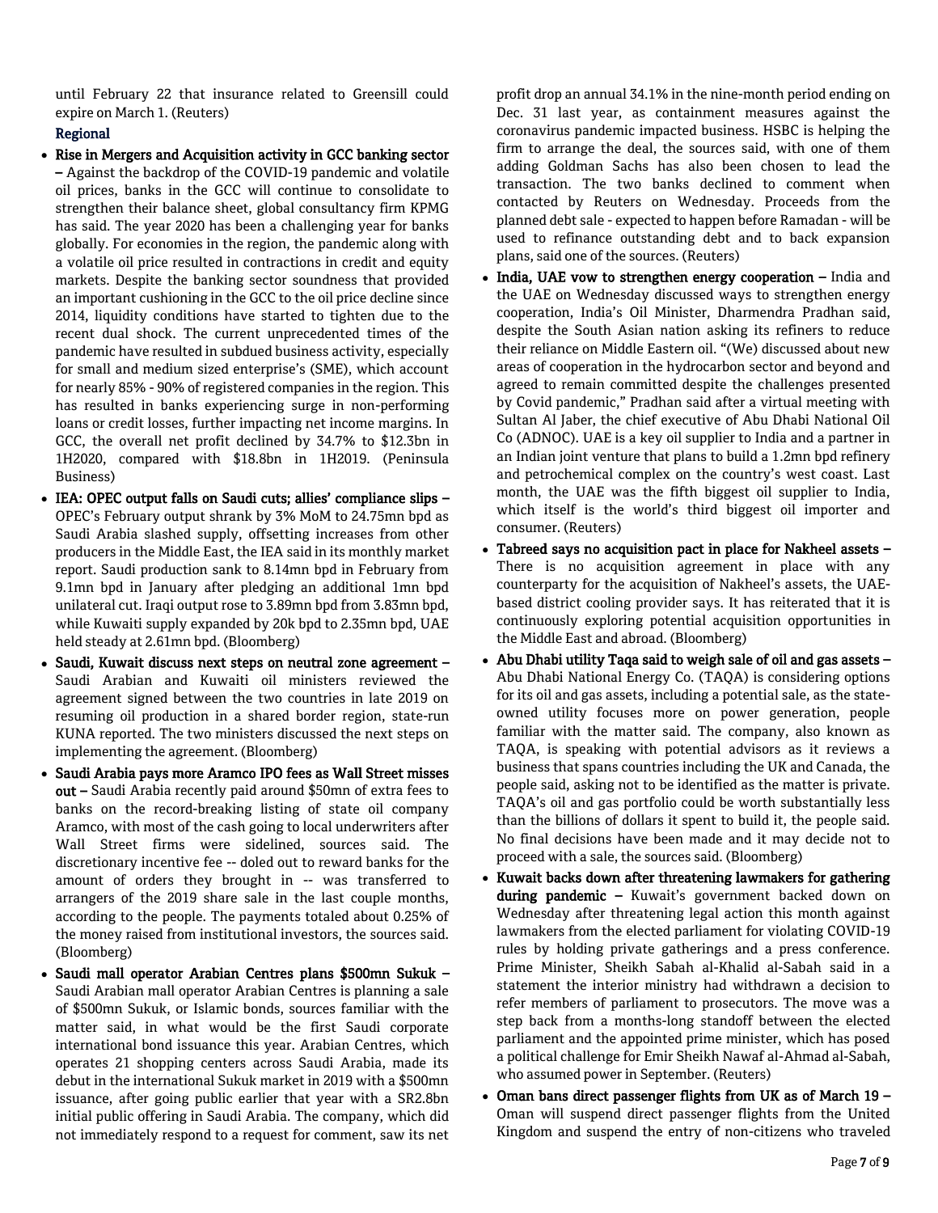until February 22 that insurance related to Greensill could expire on March 1. (Reuters)

## Regional

- **Rise in Mergers and Acquisition activity in GCC banking sector –** Against the backdrop of the COVID-19 pandemic and volatile oil prices, banks in the GCC will continue to consolidate to strengthen their balance sheet, global consultancy firm KPMG has said. The year 2020 has been a challenging year for banks globally. For economies in the region, the pandemic along with a volatile oil price resulted in contractions in credit and equity markets. Despite the banking sector soundness that provided an important cushioning in the GCC to the oil price decline since 2014, liquidity conditions have started to tighten due to the recent dual shock. The current unprecedented times of the pandemic have resulted in subdued business activity, especially for small and medium sized enterprise's (SME), which account for nearly 85% - 90% of registered companies in the region. This has resulted in banks experiencing surge in non-performing loans or credit losses, further impacting net income margins. In GCC, the overall net profit declined by 34.7% to $12.3bn in 1H2020, compared with $18.8bn in 1H2019. (Peninsula Business)
- **IEA: OPEC output falls on Saudi cuts; allies' compliance slips –** OPEC's February output shrank by 3% MoM to 24.75mn bpd as Saudi Arabia slashed supply, offsetting increases from other producers in the Middle East, the IEA said in its monthly market report. Saudi production sank to 8.14mn bpd in February from 9.1mn bpd in January after pledging an additional 1mn bpd unilateral cut. Iraqi output rose to 3.89mn bpd from 3.83mn bpd, while Kuwaiti supply expanded by 20k bpd to 2.35mn bpd, UAE held steady at 2.61mn bpd. (Bloomberg)
- **Saudi, Kuwait discuss next steps on neutral zone agreement –** Saudi Arabian and Kuwaiti oil ministers reviewed the agreement signed between the two countries in late 2019 on resuming oil production in a shared border region, state-run KUNA reported. The two ministers discussed the next steps on implementing the agreement. (Bloomberg)
- **Saudi Arabia pays more Aramco IPO fees as Wall Street misses out –** Saudi Arabia recently paid around $50mn of extra fees to banks on the record-breaking listing of state oil company Aramco, with most of the cash going to local underwriters after Wall Street firms were sidelined, sources said. The discretionary incentive fee -- doled out to reward banks for the amount of orders they brought in -- was transferred to arrangers of the 2019 share sale in the last couple months, according to the people. The payments totaled about 0.25% of the money raised from institutional investors, the sources said. (Bloomberg)
- **Saudi mall operator Arabian Centres plans $500mn Sukuk –** Saudi Arabian mall operator Arabian Centres is planning a sale of $500mn Sukuk, or Islamic bonds, sources familiar with the matter said, in what would be the first Saudi corporate international bond issuance this year. Arabian Centres, which operates 21 shopping centers across Saudi Arabia, made its debut in the international Sukuk market in 2019 with a $500mn issuance, after going public earlier that year with a SR2.8bn initial public offering in Saudi Arabia. The company, which did not immediately respond to a request for comment, saw its net profit drop an annual 34.1% in the nine-month period ending on Dec. 31 last year, as containment measures against the coronavirus pandemic impacted business. HSBC is helping the firm to arrange the deal, the sources said, with one of them adding Goldman Sachs has also been chosen to lead the transaction. The two banks declined to comment when contacted by Reuters on Wednesday. Proceeds from the planned debt sale - expected to happen before Ramadan - will be used to refinance outstanding debt and to back expansion plans, said one of the sources. (Reuters)
- **India, UAE vow to strengthen energy cooperation –** India and the UAE on Wednesday discussed ways to strengthen energy cooperation, India's Oil Minister, Dharmendra Pradhan said, despite the South Asian nation asking its refiners to reduce their reliance on Middle Eastern oil. "(We) discussed about new areas of cooperation in the hydrocarbon sector and beyond and agreed to remain committed despite the challenges presented by Covid pandemic," Pradhan said after a virtual meeting with Sultan Al Jaber, the chief executive of Abu Dhabi National Oil Co (ADNOC). UAE is a key oil supplier to India and a partner in an Indian joint venture that plans to build a 1.2mn bpd refinery and petrochemical complex on the country's west coast. Last month, the UAE was the fifth biggest oil supplier to India, which itself is the world's third biggest oil importer and consumer. (Reuters)
- **Tabreed says no acquisition pact in place for Nakheel assets –** There is no acquisition agreement in place with any counterparty for the acquisition of Nakheel's assets, the UAE-based district cooling provider says. It has reiterated that it is continuously exploring potential acquisition opportunities in the Middle East and abroad. (Bloomberg)
- **Abu Dhabi utility Taqa said to weigh sale of oil and gas assets –** Abu Dhabi National Energy Co. (TAQA) is considering options for its oil and gas assets, including a potential sale, as the state-owned utility focuses more on power generation, people familiar with the matter said. The company, also known as TAQA, is speaking with potential advisors as it reviews a business that spans countries including the UK and Canada, the people said, asking not to be identified as the matter is private. TAQA's oil and gas portfolio could be worth substantially less than the billions of dollars it spent to build it, the people said. No final decisions have been made and it may decide not to proceed with a sale, the sources said. (Bloomberg)
- **Kuwait backs down after threatening lawmakers for gathering during pandemic –** Kuwait's government backed down on Wednesday after threatening legal action this month against lawmakers from the elected parliament for violating COVID-19 rules by holding private gatherings and a press conference. Prime Minister, Sheikh Sabah al-Khalid al-Sabah said in a statement the interior ministry had withdrawn a decision to refer members of parliament to prosecutors. The move was a step back from a months-long standoff between the elected parliament and the appointed prime minister, which has posed a political challenge for Emir Sheikh Nawaf al-Ahmad al-Sabah, who assumed power in September. (Reuters)
- **Oman bans direct passenger flights from UK as of March 19 –** Oman will suspend direct passenger flights from the United Kingdom and suspend the entry of non-citizens who traveled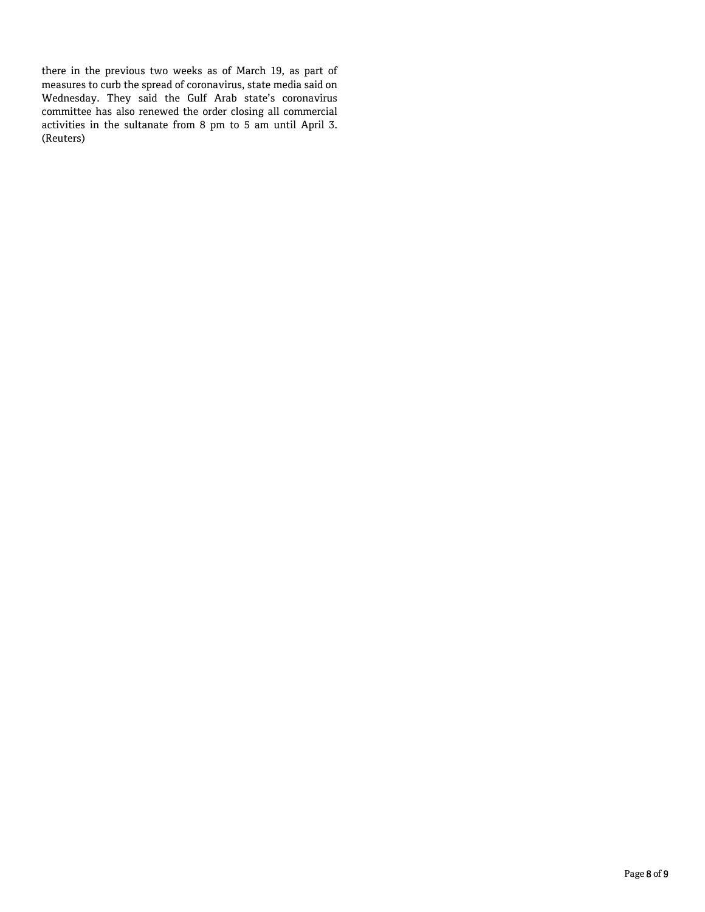there in the previous two weeks as of March 19, as part of measures to curb the spread of coronavirus, state media said on Wednesday. They said the Gulf Arab state's coronavirus committee has also renewed the order closing all commercial activities in the sultanate from 8 pm to 5 am until April 3. (Reuters)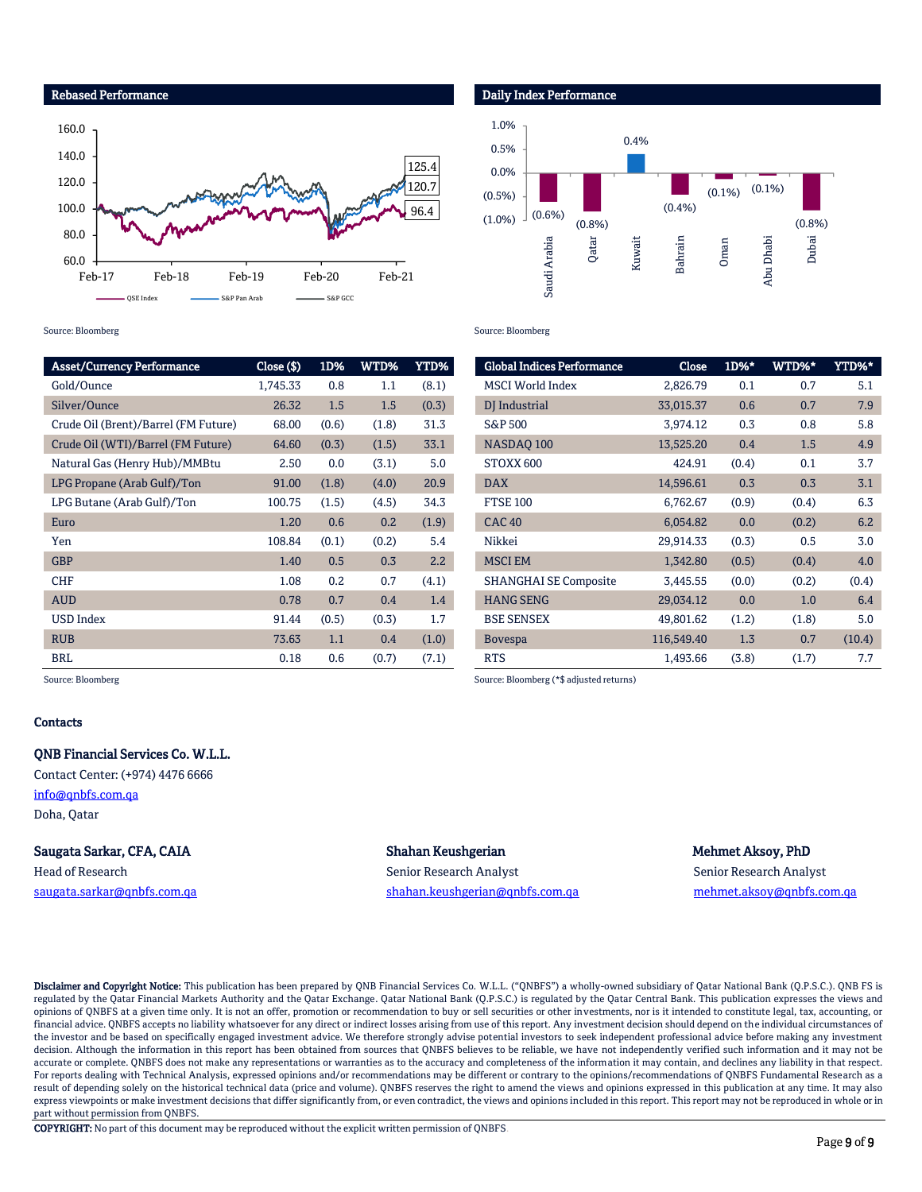## Rebased Performance

160.0
140.0
120.0
100.0
80.0
60.0

Feb-17 Feb-18 Feb-19 Feb-20 Feb-21

125.4
120.7
96.4

QSE Index S&P Pan Arab S&P GCC

Source: Bloomberg

## Daily Index Performance

1.0%
0.5%
0.0%
(0.5%)
(1.0%)

(0.6%) (0.8%) 0.4% (0.4%) (0.1%) (0.1%) (0.8%)

Saudi Arabia Qatar Kuwait Bahrain Oman Abu Dhabi Dubai

Source: Bloomberg

| Asset/Currency Performance | Close ($) | 1D% | WTD% | YTD% |
|---|---|---|---|---|
| Gold/Ounce | 1,745.33 | 0.8 | 1.1 | (8.1) |
| Silver/Ounce | 26.32 | 1.5 | 1.5 | (0.3) |
| Crude Oil (Brent)/Barrel (FM Future) | 68.00 | (0.6) | (1.8) | 31.3 |
| Crude Oil (WTI)/Barrel (FM Future) | 64.60 | (0.3) | (1.5) | 33.1 |
| Natural Gas (Henry Hub)/MMBtu | 2.50 | 0.0 | (3.1) | 5.0 |
| LPG Propane (Arab Gulf)/Ton | 91.00 | (1.8) | (4.0) | 20.9 |
| LPG Butane (Arab Gulf)/Ton | 100.75 | (1.5) | (4.5) | 34.3 |
| Euro | 1.20 | 0.6 | 0.2 | (1.9) |
| Yen | 108.84 | (0.1) | (0.2) | 5.4 |
| GBP | 1.40 | 0.5 | 0.3 | 2.2 |
| CHF | 1.08 | 0.2 | 0.7 | (4.1) |
| AUD | 0.78 | 0.7 | 0.4 | 1.4 |
| USD Index | 91.44 | (0.5) | (0.3) | 1.7 |
| RUB | 73.63 | 1.1 | 0.4 | (1.0) |
| BRL | 0.18 | 0.6 | (0.7) | (7.1) |

Source: Bloomberg

| Global Indices Performance | Close | 1D%* | WTD%* | YTD%* |
|---|---|---|---|---|
| MSCI World Index | 2,826.79 | 0.1 | 0.7 | 5.1 |
| DJ Industrial | 33,015.37 | 0.6 | 0.7 | 7.9 |
| S&P 500 | 3,974.12 | 0.3 | 0.8 | 5.8 |
| NASDAQ 100 | 13,525.20 | 0.4 | 1.5 | 4.9 |
| STOXX 600 | 424.91 | (0.4) | 0.1 | 3.7 |
| DAX | 14,596.61 | 0.3 | 0.3 | 3.1 |
| FTSE 100 | 6,762.67 | (0.9) | (0.4) | 6.3 |
| CAC 40 | 6,054.82 | 0.0 | (0.2) | 6.2 |
| Nikkei | 29,914.33 | (0.3) | 0.5 | 3.0 |
| MSCI EM | 1,342.80 | (0.5) | (0.4) | 4.0 |
| SHANGHAI SE Composite | 3,445.55 | (0.0) | (0.2) | (0.4) |
| HANG SENG | 29,034.12 | 0.0 | 1.0 | 6.4 |
| BSE SENSEX | 49,801.62 | (1.2) | (1.8) | 5.0 |
| Bovespa | 116,549.40 | 1.3 | 0.7 | (10.4) |
| RTS | 1,493.66 | (3.8) | (1.7) | 7.7 |

Source: Bloomberg (*$ adjusted returns)

## Contacts

**QNB Financial Services Co. W.L.L.**
Contact Center: (+974) 4476 6666
info@qnbfs.com.qa
Doha, Qatar

**Saugata Sarkar, CFA, CAIA**
Head of Research
saugata.sarkar@qnbfs.com.qa

**Shahan Keushgerian**
Senior Research Analyst
shahan.keushgerian@qnbfs.com.qa

**Mehmet Aksoy, PhD**
Senior Research Analyst
mehmet.aksoy@qnbfs.com.qa

**Disclaimer and Copyright Notice:** This publication has been prepared by QNB Financial Services Co. W.L.L. ("QNBFS") a wholly-owned subsidiary of Qatar National Bank (Q.P.S.C.). QNB FS is regulated by the Qatar Financial Markets Authority and the Qatar Exchange. Qatar National Bank (Q.P.S.C.) is regulated by the Qatar Central Bank. This publication expresses the views and opinions of QNBFS at a given time only. It is not an offer, promotion or recommendation to buy or sell securities or other investments, nor is it intended to constitute legal, tax, accounting, or financial advice. QNBFS accepts no liability whatsoever for any direct or indirect losses arising from use of this report. Any investment decision should depend on the individual circumstances of the investor and be based on specifically engaged investment advice. We therefore strongly advise potential investors to seek independent professional advice before making any investment decision. Although the information in this report has been obtained from sources that QNBFS believes to be reliable, we have not independently verified such information and it may not be accurate or complete. QNBFS does not make any representations or warranties as to the accuracy and completeness of the information it may contain, and declines any liability in that respect. For reports dealing with Technical Analysis, expressed opinions and/or recommendations may be different or contrary to the opinions/recommendations of QNBFS Fundamental Research as a result of depending solely on the historical technical data (price and volume). QNBFS reserves the right to amend the views and opinions expressed in this publication at any time. It may also express viewpoints or make investment decisions that differ significantly from, or even contradict, the views and opinions included in this report. This report may not be reproduced in whole or in part without permission from QNBFS.

**COPYRIGHT:** No part of this document may be reproduced without the explicit written permission of QNBFS